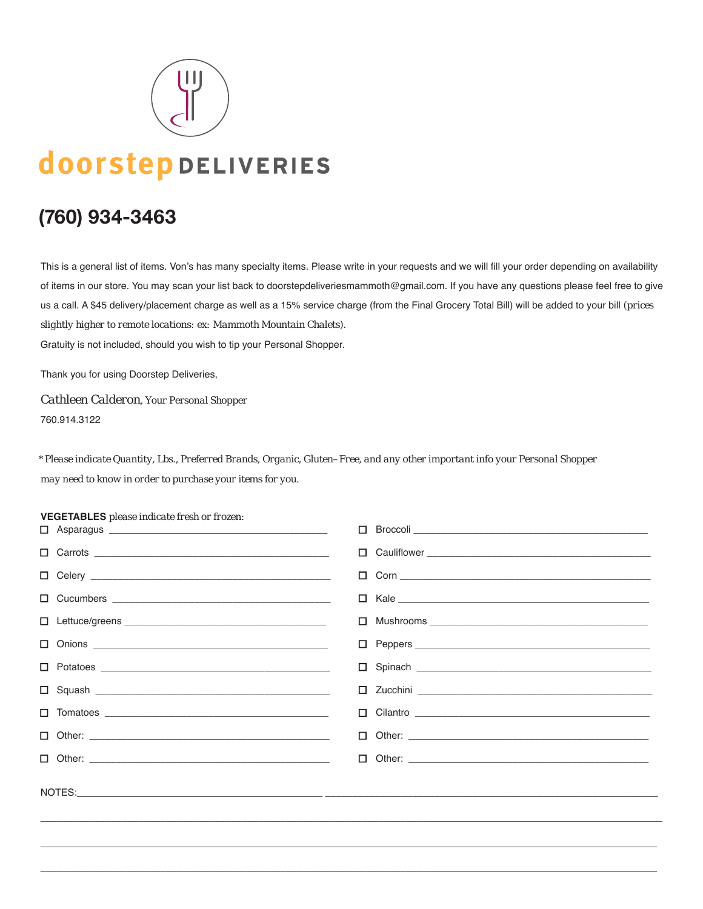# doorstep DELIVERIES

## (760) 934-3463

This is a general list of items. Von's has many specialty items. Please write in your requests and we will fill your order depending on availability of items in our store. You may scan your list back to doorstepdeliveriesmammoth@gmail.com. If you have any questions please feel free to give us a call. A $45 delivery/placement charge as well as a 15% service charge (from the Final Grocery Total Bill) will be added to your bill (prices slightly higher to remote locations: ex: Mammoth Mountain Chalets).
Gratuity is not included, should you wish to tip your Personal Shopper.

Thank you for using Doorstep Deliveries,

*Cathleen Calderon*, Your Personal Shopper
760.914.3122

*\*Please indicate Quantity, Lbs., Preferred Brands, Organic, Gluten–Free, and any other important info your Personal Shopper may need to know in order to purchase your items for you.*

**VEGETABLES** *please indicate fresh or frozen:*

- ☐ Asparagus ____________________
- ☐ Carrots ____________________
- ☐ Celery ____________________
- ☐ Cucumbers ____________________
- ☐ Lettuce/greens ____________________
- ☐ Onions ____________________
- ☐ Potatoes ____________________
- ☐ Squash ____________________
- ☐ Tomatoes ____________________
- ☐ Other: ____________________
- ☐ Other: ____________________
- ☐ Broccoli ____________________
- ☐ Cauliflower ____________________
- ☐ Corn ____________________
- ☐ Kale ____________________
- ☐ Mushrooms ____________________
- ☐ Peppers ____________________
- ☐ Spinach ____________________
- ☐ Zucchini ____________________
- ☐ Cilantro ____________________
- ☐ Other: ____________________
- ☐ Other: ____________________

NOTES:____________________________________________________________________

______________________________________________________________________________

______________________________________________________________________________

______________________________________________________________________________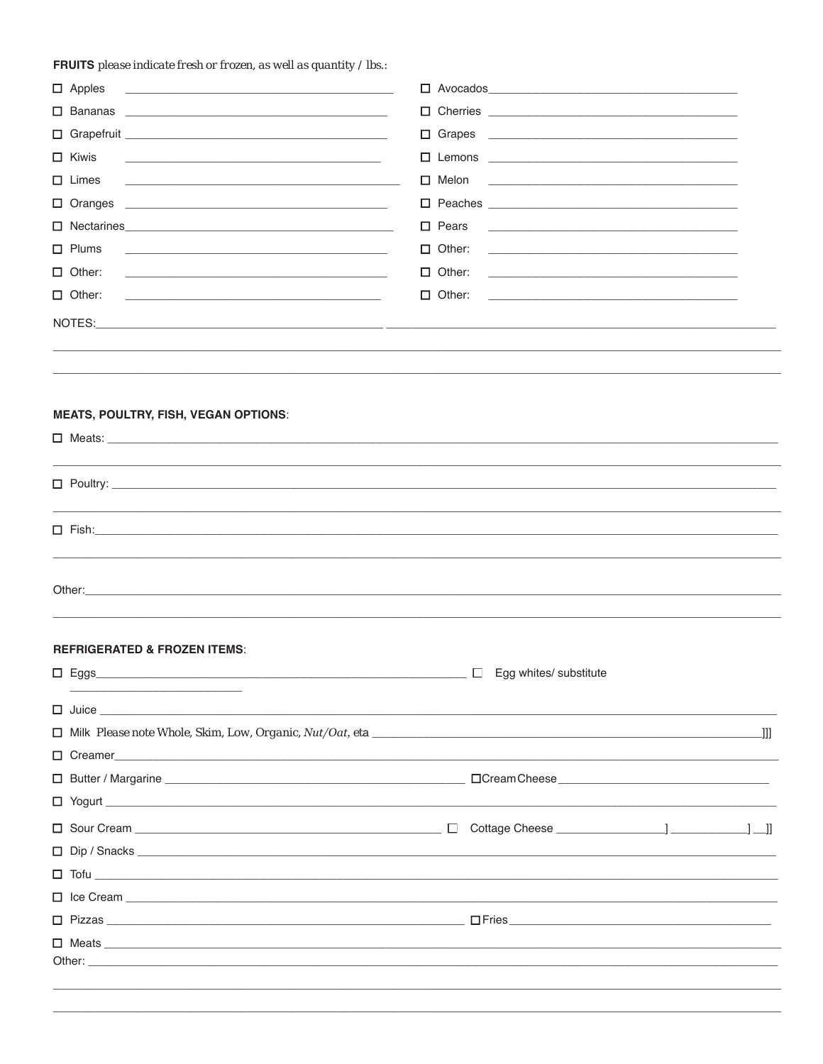**FRUITS** *please indicate fresh or frozen, as well as quantity / lbs.:*

- ☐ Apples ______________________________
- ☐ Bananas ______________________________
- ☐ Grapefruit ______________________________
- ☐ Kiwis ______________________________
- ☐ Limes ______________________________
- ☐ Oranges ______________________________
- ☐ Nectarines ______________________________
- ☐ Plums ______________________________
- ☐ Other: ______________________________
- ☐ Other: ______________________________
- ☐ Avocados ______________________________
- ☐ Cherries ______________________________
- ☐ Grapes ______________________________
- ☐ Lemons ______________________________
- ☐ Melon ______________________________
- ☐ Peaches ______________________________
- ☐ Pears ______________________________
- ☐ Other: ______________________________
- ☐ Other: ______________________________
- ☐ Other: ______________________________

NOTES: ______________________________________________________________

______________________________________________________________

______________________________________________________________

**MEATS, POULTRY, FISH, VEGAN OPTIONS**:

☐ Meats: ______________________________________________________________

______________________________________________________________

☐ Poultry: ______________________________________________________________

______________________________________________________________

☐ Fish: ______________________________________________________________

______________________________________________________________

Other: ______________________________________________________________

______________________________________________________________

**REFRIGERATED & FROZEN ITEMS**:

- ☐ Eggs ______________________________ ☐ Egg whites/ substitute ______________________________
- ☐ Juice ______________________________________________________________
- ☐ Milk Please note Whole, Skim, Low, Organic, *Nut/Oat*, eta ______________________________]]]
- ☐ Creamer ______________________________________________________________
- ☐ Butter / Margarine ______________________________ ☐ Cream Cheese ______________________________
- ☐ Yogurt ______________________________________________________________
- ☐ Sour Cream ______________________________ ☐ Cottage Cheese ______________] ____________] __]]
- ☐ Dip / Snacks ______________________________________________________________
- ☐ Tofu ______________________________________________________________
- ☐ Ice Cream ______________________________________________________________
- ☐ Pizzas ______________________________ ☐ Fries ______________________________
- ☐ Meats ______________________________________________________________

Other: ______________________________________________________________

______________________________________________________________

______________________________________________________________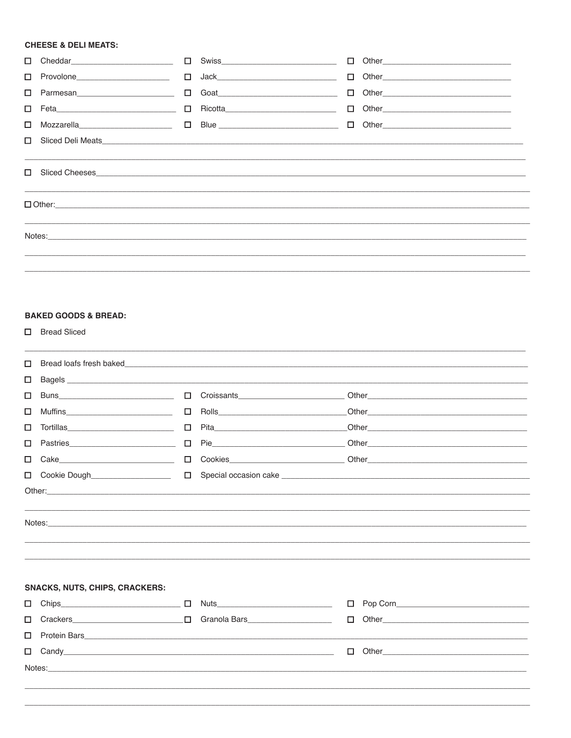**CHEESE & DELI MEATS:**

- ☐ Cheddar\_\_\_\_\_\_\_\_\_\_\_\_\_\_\_\_\_\_\_\_ ☐ Swiss\_\_\_\_\_\_\_\_\_\_\_\_\_\_\_\_\_\_\_\_ ☐ Other\_\_\_\_\_\_\_\_\_\_\_\_\_\_\_\_\_\_\_\_
- ☐ Provolone\_\_\_\_\_\_\_\_\_\_\_\_\_\_\_\_\_\_\_\_ ☐ Jack\_\_\_\_\_\_\_\_\_\_\_\_\_\_\_\_\_\_\_\_ ☐ Other\_\_\_\_\_\_\_\_\_\_\_\_\_\_\_\_\_\_\_\_
- ☐ Parmesan\_\_\_\_\_\_\_\_\_\_\_\_\_\_\_\_\_\_\_\_ ☐ Goat\_\_\_\_\_\_\_\_\_\_\_\_\_\_\_\_\_\_\_\_ ☐ Other\_\_\_\_\_\_\_\_\_\_\_\_\_\_\_\_\_\_\_\_
- ☐ Feta\_\_\_\_\_\_\_\_\_\_\_\_\_\_\_\_\_\_\_\_ ☐ Ricotta\_\_\_\_\_\_\_\_\_\_\_\_\_\_\_\_\_\_\_\_ ☐ Other\_\_\_\_\_\_\_\_\_\_\_\_\_\_\_\_\_\_\_\_
- ☐ Mozzarella\_\_\_\_\_\_\_\_\_\_\_\_\_\_\_\_\_\_\_\_ ☐ Blue \_\_\_\_\_\_\_\_\_\_\_\_\_\_\_\_\_\_\_\_ ☐ Other\_\_\_\_\_\_\_\_\_\_\_\_\_\_\_\_\_\_\_\_
- ☐ Sliced Deli Meats\_\_\_\_\_\_\_\_\_\_\_\_\_\_\_\_\_\_\_\_\_\_\_\_\_\_\_\_\_\_\_\_\_\_\_\_\_\_\_\_

\_\_\_\_\_\_\_\_\_\_\_\_\_\_\_\_\_\_\_\_\_\_\_\_\_\_\_\_\_\_\_\_\_\_\_\_\_\_\_\_\_\_\_\_\_\_\_\_\_\_\_\_\_\_\_\_\_\_\_\_

- ☐ Sliced Cheeses\_\_\_\_\_\_\_\_\_\_\_\_\_\_\_\_\_\_\_\_\_\_\_\_\_\_\_\_\_\_\_\_\_\_\_\_\_\_\_\_

\_\_\_\_\_\_\_\_\_\_\_\_\_\_\_\_\_\_\_\_\_\_\_\_\_\_\_\_\_\_\_\_\_\_\_\_\_\_\_\_\_\_\_\_\_\_\_\_\_\_\_\_\_\_\_\_\_\_\_\_

☐ Other:\_\_\_\_\_\_\_\_\_\_\_\_\_\_\_\_\_\_\_\_\_\_\_\_\_\_\_\_\_\_\_\_\_\_\_\_\_\_\_\_\_\_\_\_\_\_\_\_\_\_\_\_

\_\_\_\_\_\_\_\_\_\_\_\_\_\_\_\_\_\_\_\_\_\_\_\_\_\_\_\_\_\_\_\_\_\_\_\_\_\_\_\_\_\_\_\_\_\_\_\_\_\_\_\_\_\_\_\_\_\_\_\_

Notes:\_\_\_\_\_\_\_\_\_\_\_\_\_\_\_\_\_\_\_\_\_\_\_\_\_\_\_\_\_\_\_\_\_\_\_\_\_\_\_\_\_\_\_\_\_\_\_\_\_\_\_\_\_\_

\_\_\_\_\_\_\_\_\_\_\_\_\_\_\_\_\_\_\_\_\_\_\_\_\_\_\_\_\_\_\_\_\_\_\_\_\_\_\_\_\_\_\_\_\_\_\_\_\_\_\_\_\_\_\_\_\_\_\_\_

\_\_\_\_\_\_\_\_\_\_\_\_\_\_\_\_\_\_\_\_\_\_\_\_\_\_\_\_\_\_\_\_\_\_\_\_\_\_\_\_\_\_\_\_\_\_\_\_\_\_\_\_\_\_\_\_\_\_\_\_

**BAKED GOODS & BREAD:**

- ☐ Bread Sliced

\_\_\_\_\_\_\_\_\_\_\_\_\_\_\_\_\_\_\_\_\_\_\_\_\_\_\_\_\_\_\_\_\_\_\_\_\_\_\_\_\_\_\_\_\_\_\_\_\_\_\_\_\_\_\_\_\_\_\_\_

- ☐ Bread loafs fresh baked\_\_\_\_\_\_\_\_\_\_\_\_\_\_\_\_\_\_\_\_\_\_\_\_\_\_\_\_\_\_\_\_\_\_\_\_\_\_\_\_
- ☐ Bagels \_\_\_\_\_\_\_\_\_\_\_\_\_\_\_\_\_\_\_\_\_\_\_\_\_\_\_\_\_\_\_\_\_\_\_\_\_\_\_\_
- ☐ Buns\_\_\_\_\_\_\_\_\_\_\_\_\_\_\_\_\_\_\_\_ ☐ Croissants\_\_\_\_\_\_\_\_\_\_\_\_\_\_\_\_\_\_\_\_ Other\_\_\_\_\_\_\_\_\_\_\_\_\_\_\_\_\_\_\_\_
- ☐ Muffins\_\_\_\_\_\_\_\_\_\_\_\_\_\_\_\_\_\_\_\_ ☐ Rolls\_\_\_\_\_\_\_\_\_\_\_\_\_\_\_\_\_\_\_\_Other\_\_\_\_\_\_\_\_\_\_\_\_\_\_\_\_\_\_\_\_
- ☐ Tortillas\_\_\_\_\_\_\_\_\_\_\_\_\_\_\_\_\_\_\_\_ ☐ Pita\_\_\_\_\_\_\_\_\_\_\_\_\_\_\_\_\_\_\_\_Other\_\_\_\_\_\_\_\_\_\_\_\_\_\_\_\_\_\_\_\_
- ☐ Pastries\_\_\_\_\_\_\_\_\_\_\_\_\_\_\_\_\_\_\_\_ ☐ Pie\_\_\_\_\_\_\_\_\_\_\_\_\_\_\_\_\_\_\_\_ Other\_\_\_\_\_\_\_\_\_\_\_\_\_\_\_\_\_\_\_\_
- ☐ Cake\_\_\_\_\_\_\_\_\_\_\_\_\_\_\_\_\_\_\_\_ ☐ Cookies\_\_\_\_\_\_\_\_\_\_\_\_\_\_\_\_\_\_\_\_ Other\_\_\_\_\_\_\_\_\_\_\_\_\_\_\_\_\_\_\_\_
- ☐ Cookie Dough\_\_\_\_\_\_\_\_\_\_\_\_\_\_\_\_\_\_\_\_ ☐ Special occasion cake \_\_\_\_\_\_\_\_\_\_\_\_\_\_\_\_\_\_\_\_

Other:\_\_\_\_\_\_\_\_\_\_\_\_\_\_\_\_\_\_\_\_\_\_\_\_\_\_\_\_\_\_\_\_\_\_\_\_\_\_\_\_\_\_\_\_\_\_\_\_\_\_\_\_\_\_

\_\_\_\_\_\_\_\_\_\_\_\_\_\_\_\_\_\_\_\_\_\_\_\_\_\_\_\_\_\_\_\_\_\_\_\_\_\_\_\_\_\_\_\_\_\_\_\_\_\_\_\_\_\_\_\_\_\_\_\_

Notes:\_\_\_\_\_\_\_\_\_\_\_\_\_\_\_\_\_\_\_\_\_\_\_\_\_\_\_\_\_\_\_\_\_\_\_\_\_\_\_\_\_\_\_\_\_\_\_\_\_\_\_\_\_\_

\_\_\_\_\_\_\_\_\_\_\_\_\_\_\_\_\_\_\_\_\_\_\_\_\_\_\_\_\_\_\_\_\_\_\_\_\_\_\_\_\_\_\_\_\_\_\_\_\_\_\_\_\_\_\_\_\_\_\_\_

\_\_\_\_\_\_\_\_\_\_\_\_\_\_\_\_\_\_\_\_\_\_\_\_\_\_\_\_\_\_\_\_\_\_\_\_\_\_\_\_\_\_\_\_\_\_\_\_\_\_\_\_\_\_\_\_\_\_\_\_

**SNACKS, NUTS, CHIPS, CRACKERS:**

- ☐ Chips\_\_\_\_\_\_\_\_\_\_\_\_\_\_\_\_\_\_\_\_ ☐ Nuts\_\_\_\_\_\_\_\_\_\_\_\_\_\_\_\_\_\_\_\_ ☐ Pop Corn\_\_\_\_\_\_\_\_\_\_\_\_\_\_\_\_\_\_\_\_
- ☐ Crackers\_\_\_\_\_\_\_\_\_\_\_\_\_\_\_\_\_\_\_\_ ☐ Granola Bars\_\_\_\_\_\_\_\_\_\_\_\_\_\_\_\_\_\_\_\_ ☐ Other\_\_\_\_\_\_\_\_\_\_\_\_\_\_\_\_\_\_\_\_
- ☐ Protein Bars\_\_\_\_\_\_\_\_\_\_\_\_\_\_\_\_\_\_\_\_\_\_\_\_\_\_\_\_\_\_\_\_\_\_\_\_\_\_\_\_
- ☐ Candy\_\_\_\_\_\_\_\_\_\_\_\_\_\_\_\_\_\_\_\_\_\_\_\_\_\_\_\_\_\_\_\_\_\_\_\_\_\_\_\_ ☐ Other\_\_\_\_\_\_\_\_\_\_\_\_\_\_\_\_\_\_\_\_

Notes:\_\_\_\_\_\_\_\_\_\_\_\_\_\_\_\_\_\_\_\_\_\_\_\_\_\_\_\_\_\_\_\_\_\_\_\_\_\_\_\_\_\_\_\_\_\_\_\_\_\_\_\_\_\_

\_\_\_\_\_\_\_\_\_\_\_\_\_\_\_\_\_\_\_\_\_\_\_\_\_\_\_\_\_\_\_\_\_\_\_\_\_\_\_\_\_\_\_\_\_\_\_\_\_\_\_\_\_\_\_\_\_\_\_\_

\_\_\_\_\_\_\_\_\_\_\_\_\_\_\_\_\_\_\_\_\_\_\_\_\_\_\_\_\_\_\_\_\_\_\_\_\_\_\_\_\_\_\_\_\_\_\_\_\_\_\_\_\_\_\_\_\_\_\_\_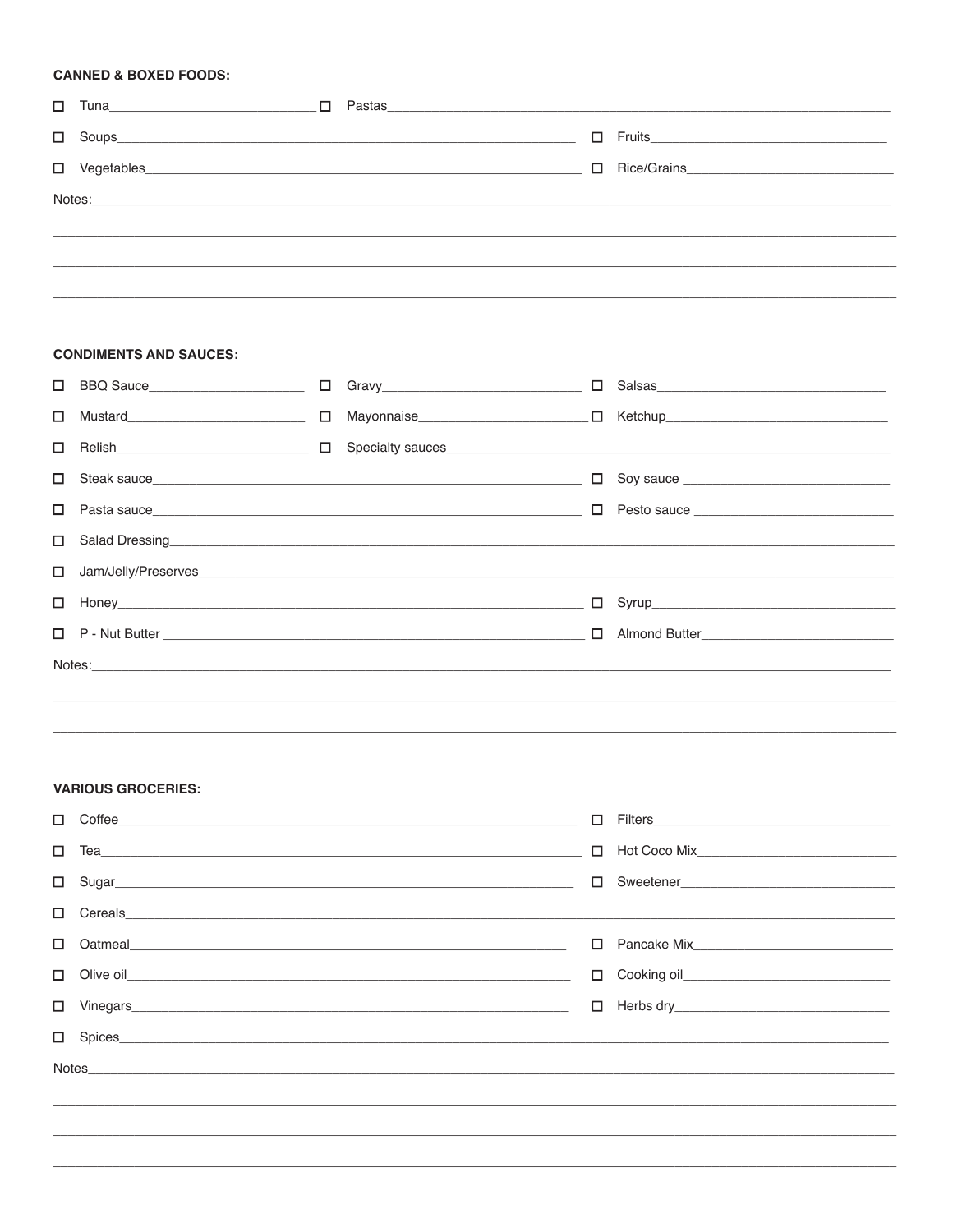**CANNED & BOXED FOODS:**

☐ Tuna____________________________ ☐ Pastas____________________________________________________________________

☐ Soups_________________________________________________________________ ☐ Fruits______________________________

☐ Vegetables_____________________________________________________________ ☐ Rice/Grains__________________________

Notes:___________________________________________________________________________________________________

_________________________________________________________________________________________________________

_________________________________________________________________________________________________________

_________________________________________________________________________________________________________

**CONDIMENTS AND SAUCES:**

☐ BBQ Sauce_____________________ ☐ Gravy___________________________ ☐ Salsas______________________________

☐ Mustard________________________ ☐ Mayonnaise______________________ ☐ Ketchup_____________________________

☐ Relish__________________________ ☐ Specialty sauces_____________________________________________________________

☐ Steak sauce_____________________________________________________________ ☐ Soy sauce ___________________________

☐ Pasta sauce_____________________________________________________________ ☐ Pesto sauce __________________________

☐ Salad Dressing_________________________________________________________________________________________

☐ Jam/Jelly/Preserves______________________________________________________________________________________

☐ Honey_________________________________________________________________ ☐ Syrup________________________________

☐ P - Nut Butter ___________________________________________________________ ☐ Almond Butter_________________________

Notes:___________________________________________________________________________________________________

_________________________________________________________________________________________________________

_________________________________________________________________________________________________________

**VARIOUS GROCERIES:**

☐ Coffee_________________________________________________________________ ☐ Filters______________________________

☐ Tea____________________________________________________________________ ☐ Hot Coco Mix_________________________

☐ Sugar__________________________________________________________________ ☐ Sweetener___________________________

☐ Cereals_________________________________________________________________________________________________

☐ Oatmeal_______________________________________________________________ ☐ Pancake Mix__________________________

☐ Olive oil_______________________________________________________________ ☐ Cooking oil___________________________

☐ Vinegars_______________________________________________________________ ☐ Herbs dry____________________________

☐ Spices__________________________________________________________________________________________________

Notes____________________________________________________________________________________________________

_________________________________________________________________________________________________________

_________________________________________________________________________________________________________

_________________________________________________________________________________________________________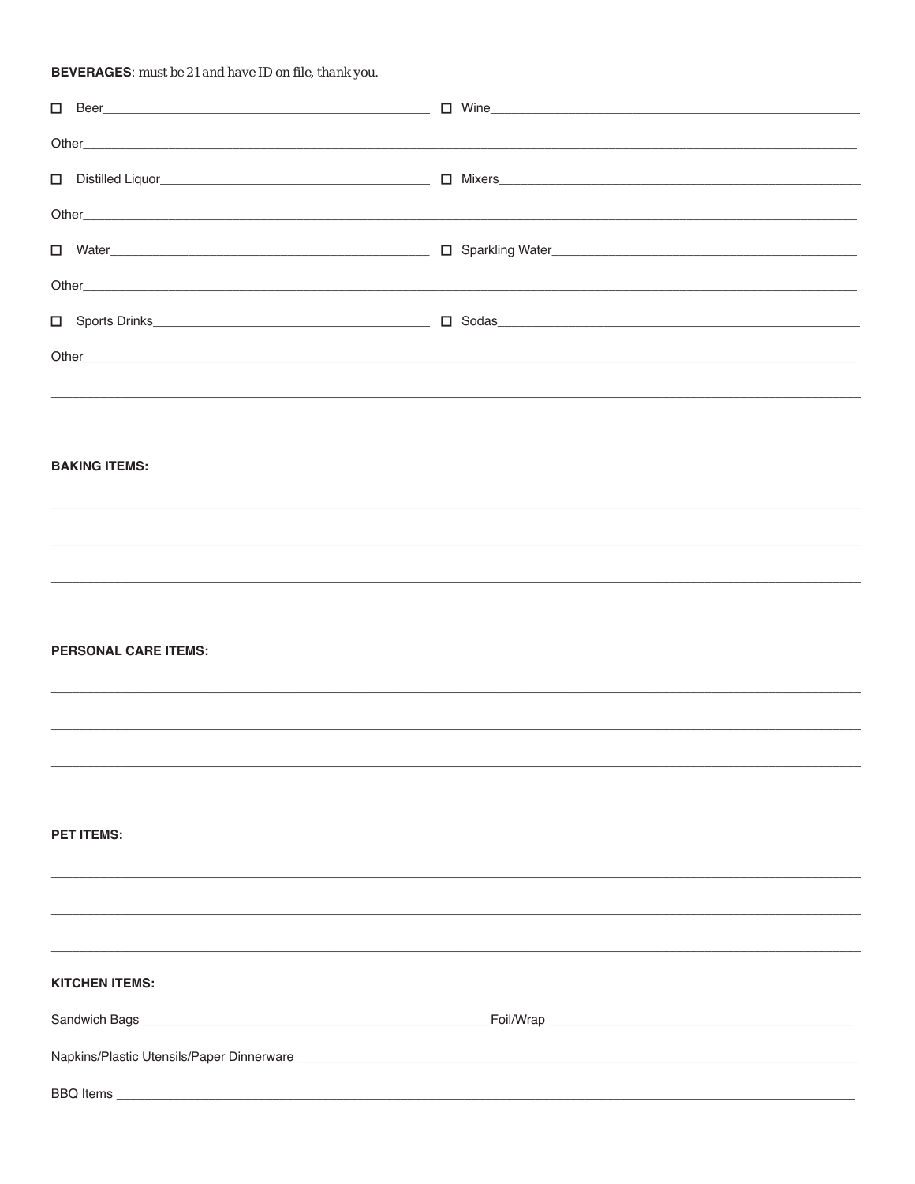**BEVERAGES**: *must be 21 and have ID on file, thank you.*

- ☐ Beer________________________________ ☐ Wine________________________________

Other______________________________________________________________________

- ☐ Distilled Liquor____________________________ ☐ Mixers______________________________

Other______________________________________________________________________

- ☐ Water_______________________________ ☐ Sparkling Water_________________________

Other______________________________________________________________________

- ☐ Sports Drinks_____________________________ ☐ Sodas______________________________

Other______________________________________________________________________

___________________________________________________________________________

**BAKING ITEMS:**

___________________________________________________________________________

___________________________________________________________________________

___________________________________________________________________________

**PERSONAL CARE ITEMS:**

___________________________________________________________________________

___________________________________________________________________________

___________________________________________________________________________

**PET ITEMS:**

___________________________________________________________________________

___________________________________________________________________________

___________________________________________________________________________

**KITCHEN ITEMS:**

Sandwich Bags ______________________________ Foil/Wrap ______________________________

Napkins/Plastic Utensils/Paper Dinnerware ______________________________________________

BBQ Items _________________________________________________________________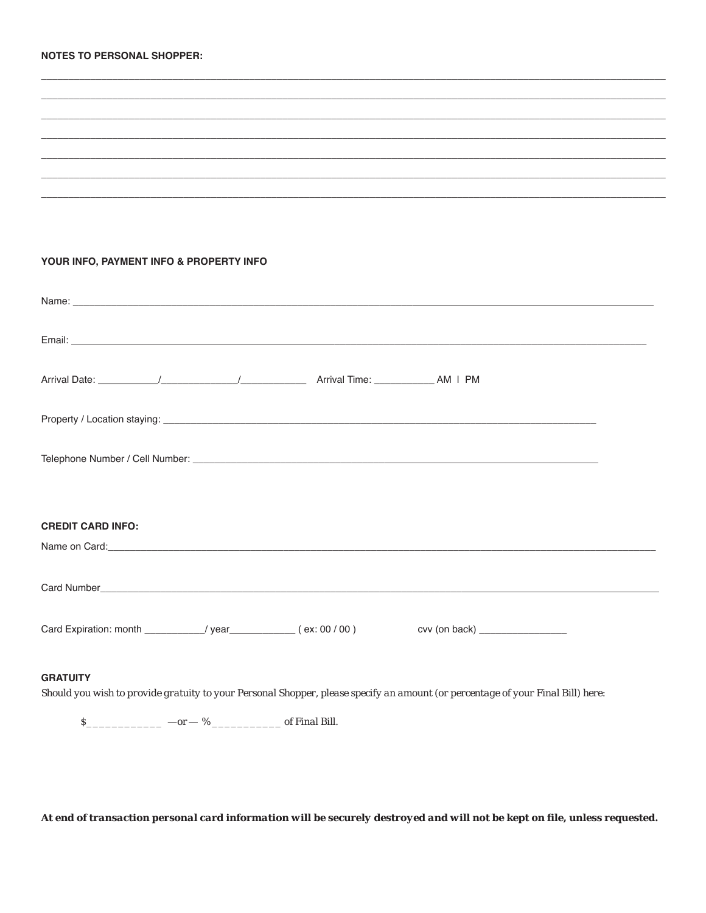**NOTES TO PERSONAL SHOPPER:**

________________________________________________________________________________________________________

________________________________________________________________________________________________________

________________________________________________________________________________________________________

________________________________________________________________________________________________________

________________________________________________________________________________________________________

________________________________________________________________________________________________________

________________________________________________________________________________________________________

**YOUR INFO, PAYMENT INFO & PROPERTY INFO**

Name: ____________________________________________________________________________________________

Email: ____________________________________________________________________________________________

Arrival Date: ___________/______________/____________ Arrival Time: ___________ AM I PM

Property / Location staying: ________________________________________________________________________

Telephone Number / Cell Number: ____________________________________________________________________

**CREDIT CARD INFO:**

Name on Card:_______________________________________________________________________________________

Card Number_________________________________________________________________________________________

Card Expiration: month ___________/ year____________ ( ex: 00 / 00 ) cvv (on back) ________________

**GRATUITY**

*Should you wish to provide gratuity to your Personal Shopper, please specify an amount (or percentage of your Final Bill) here:*

$___________ —or— %__________ of Final Bill.

***At end of transaction personal card information will be securely destroyed and will not be kept on file, unless requested.***